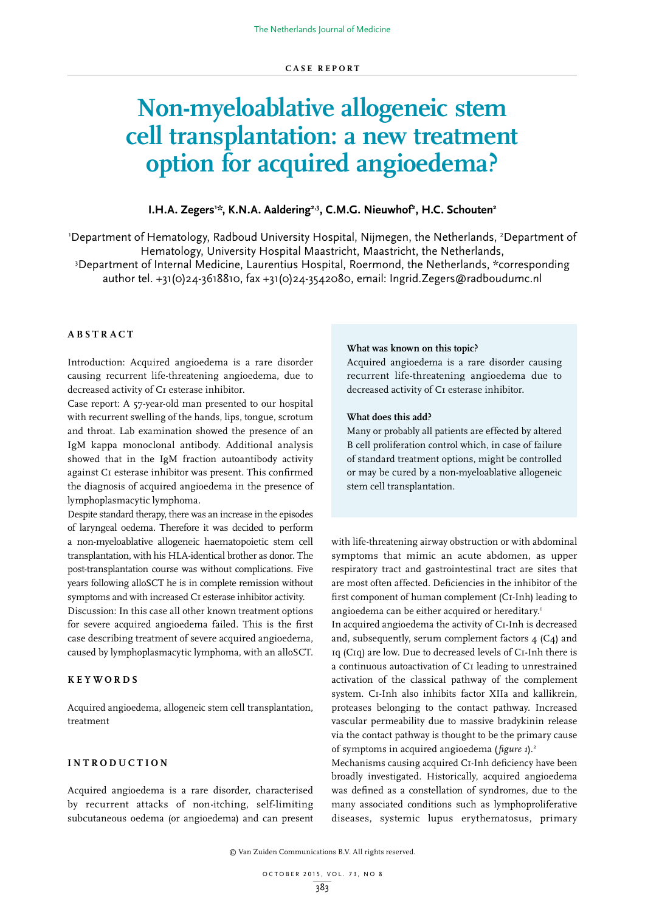CASE REPORT

# Non-myeloablative allogeneic stem cell transplantation: a new treatment option for acquired angioedema?

**I.H.A. Zegers[1]*, K.N.A. Aaldering[2,3], C.M.G. Nieuwhof[2], H.C. Schouten[2]**

[1]Department of Hematology, Radboud University Hospital, Nijmegen, the Netherlands, [2]Department of Hematology, University Hospital Maastricht, Maastricht, the Netherlands, [3]Department of Internal Medicine, Laurentius Hospital, Roermond, the Netherlands, *corresponding author tel. +31(0)24-3618810, fax +31(0)24-3542080, email: Ingrid.Zegers@radboudumc.nl

## ABSTRACT

Introduction: Acquired angioedema is a rare disorder causing recurrent life-threatening angioedema, due to decreased activity of C1 esterase inhibitor.

Case report: A 57-year-old man presented to our hospital with recurrent swelling of the hands, lips, tongue, scrotum and throat. Lab examination showed the presence of an IgM kappa monoclonal antibody. Additional analysis showed that in the IgM fraction autoantibody activity against C1 esterase inhibitor was present. This confirmed the diagnosis of acquired angioedema in the presence of lymphoplasmacytic lymphoma.

Despite standard therapy, there was an increase in the episodes of laryngeal oedema. Therefore it was decided to perform a non-myeloablative allogeneic haematopoietic stem cell transplantation, with his HLA-identical brother as donor. The post-transplantation course was without complications. Five years following alloSCT he is in complete remission without symptoms and with increased C1 esterase inhibitor activity.

Discussion: In this case all other known treatment options for severe acquired angioedema failed. This is the first case describing treatment of severe acquired angioedema, caused by lymphoplasmacytic lymphoma, with an alloSCT.

## KEYWORDS

Acquired angioedema, allogeneic stem cell transplantation, treatment

**What was known on this topic?**

Acquired angioedema is a rare disorder causing recurrent life-threatening angioedema due to decreased activity of C1 esterase inhibitor.

**What does this add?**

Many or probably all patients are effected by altered B cell proliferation control which, in case of failure of standard treatment options, might be controlled or may be cured by a non-myeloablative allogeneic stem cell transplantation.

## INTRODUCTION

Acquired angioedema is a rare disorder, characterised by recurrent attacks of non-itching, self-limiting subcutaneous oedema (or angioedema) and can present with life-threatening airway obstruction or with abdominal symptoms that mimic an acute abdomen, as upper respiratory tract and gastrointestinal tract are sites that are most often affected. Deficiencies in the inhibitor of the first component of human complement (C1-Inh) leading to angioedema can be either acquired or hereditary.[1]

In acquired angioedema the activity of C1-Inh is decreased and, subsequently, serum complement factors 4 (C4) and 1q (C1q) are low. Due to decreased levels of C1-Inh there is a continuous autoactivation of C1 leading to unrestrained activation of the classical pathway of the complement system. C1-Inh also inhibits factor XIIa and kallikrein, proteases belonging to the contact pathway. Increased vascular permeability due to massive bradykinin release via the contact pathway is thought to be the primary cause of symptoms in acquired angioedema (*figure 1*).[2]

Mechanisms causing acquired C1-Inh deficiency have been broadly investigated. Historically, acquired angioedema was defined as a constellation of syndromes, due to the many associated conditions such as lymphoproliferative diseases, systemic lupus erythematosus, primary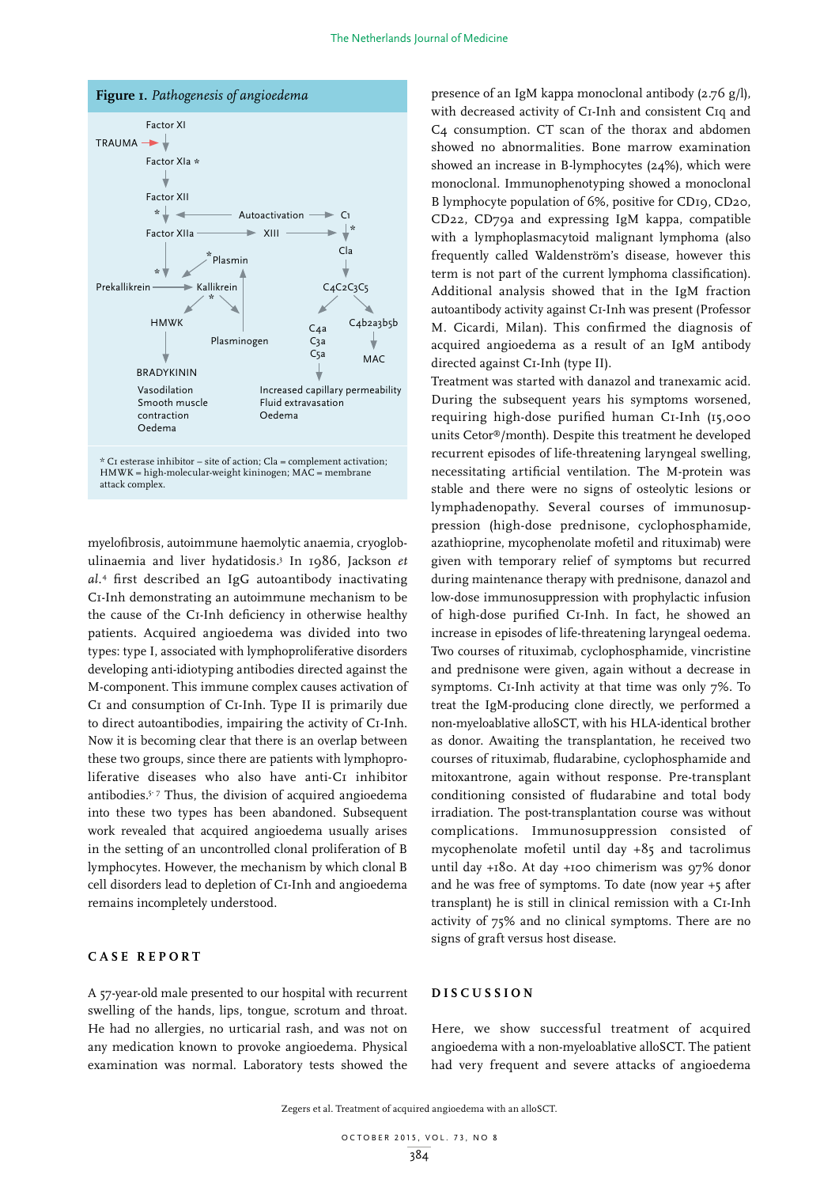**Figure 1.** *Pathogenesis of angioedema*

Factor XI
TRAUMA → Factor XIa *
Factor XII
Autoactivation → C1
Factor XIIa → XIII → C1a
Plasmin
Prekallikrein → Kallikrein
C4C2C3C5
HMWK
Plasminogen
C4a C3a C5a
C4b2a3b5b
MAC
BRADYKININ
Vasodilation
Smooth muscle contraction
Oedema
Increased capillary permeability
Fluid extravasation
Oedema

* C1 esterase inhibitor – site of action; Cla = complement activation; HMWK = high-molecular-weight kininogen; MAC = membrane attack complex.

myelofibrosis, autoimmune haemolytic anaemia, cryoglobulinaemia and liver hydatidosis.[3] In 1986, Jackson *et al.*[4] first described an IgG autoantibody inactivating C1-Inh demonstrating an autoimmune mechanism to be the cause of the C1-Inh deficiency in otherwise healthy patients. Acquired angioedema was divided into two types: type I, associated with lymphoproliferative disorders developing anti-idiotyping antibodies directed against the M-component. This immune complex causes activation of C1 and consumption of C1-Inh. Type II is primarily due to direct autoantibodies, impairing the activity of C1-Inh. Now it is becoming clear that there is an overlap between these two groups, since there are patients with lymphoproliferative diseases who also have anti-C1 inhibitor antibodies.[5-7] Thus, the division of acquired angioedema into these two types has been abandoned. Subsequent work revealed that acquired angioedema usually arises in the setting of an uncontrolled clonal proliferation of B lymphocytes. However, the mechanism by which clonal B cell disorders lead to depletion of C1-Inh and angioedema remains incompletely understood.

## CASE REPORT

A 57-year-old male presented to our hospital with recurrent swelling of the hands, lips, tongue, scrotum and throat. He had no allergies, no urticarial rash, and was not on any medication known to provoke angioedema. Physical examination was normal. Laboratory tests showed the presence of an IgM kappa monoclonal antibody (2.76 g/l), with decreased activity of C1-Inh and consistent C1q and C4 consumption. CT scan of the thorax and abdomen showed no abnormalities. Bone marrow examination showed an increase in B-lymphocytes (24%), which were monoclonal. Immunophenotyping showed a monoclonal B lymphocyte population of 6%, positive for CD19, CD20, CD22, CD79a and expressing IgM kappa, compatible with a lymphoplasmacytoid malignant lymphoma (also frequently called Waldenström's disease, however this term is not part of the current lymphoma classification). Additional analysis showed that in the IgM fraction autoantibody activity against C1-Inh was present (Professor M. Cicardi, Milan). This confirmed the diagnosis of acquired angioedema as a result of an IgM antibody directed against C1-Inh (type II).

Treatment was started with danazol and tranexamic acid. During the subsequent years his symptoms worsened, requiring high-dose purified human C1-Inh (15,000 units Cetor®/month). Despite this treatment he developed recurrent episodes of life-threatening laryngeal swelling, necessitating artificial ventilation. The M-protein was stable and there were no signs of osteolytic lesions or lymphadenopathy. Several courses of immunosuppression (high-dose prednisone, cyclophosphamide, azathioprine, mycophenolate mofetil and rituximab) were given with temporary relief of symptoms but recurred during maintenance therapy with prednisone, danazol and low-dose immunosuppression with prophylactic infusion of high-dose purified C1-Inh. In fact, he showed an increase in episodes of life-threatening laryngeal oedema. Two courses of rituximab, cyclophosphamide, vincristine and prednisone were given, again without a decrease in symptoms. C1-Inh activity at that time was only 7%. To treat the IgM-producing clone directly, we performed a non-myeloablative alloSCT, with his HLA-identical brother as donor. Awaiting the transplantation, he received two courses of rituximab, fludarabine, cyclophosphamide and mitoxantrone, again without response. Pre-transplant conditioning consisted of fludarabine and total body irradiation. The post-transplantation course was without complications. Immunosuppression consisted of mycophenolate mofetil until day +85 and tacrolimus until day +180. At day +100 chimerism was 97% donor and he was free of symptoms. To date (now year +5 after transplant) he is still in clinical remission with a C1-Inh activity of 75% and no clinical symptoms. There are no signs of graft versus host disease.

## DISCUSSION

Here, we show successful treatment of acquired angioedema with a non-myeloablative alloSCT. The patient had very frequent and severe attacks of angioedema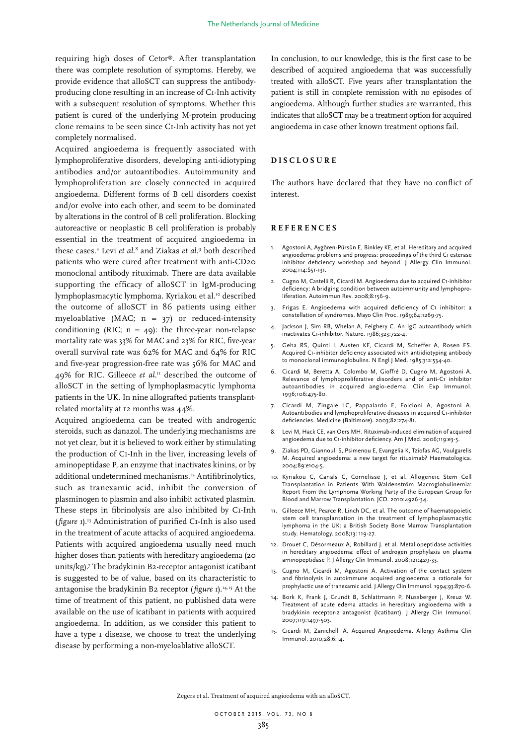requiring high doses of Cetor®. After transplantation there was complete resolution of symptoms. Hereby, we provide evidence that alloSCT can suppress the antibody-producing clone resulting in an increase of C1-Inh activity with a subsequent resolution of symptoms. Whether this patient is cured of the underlying M-protein producing clone remains to be seen since C1-Inh activity has not yet completely normalised.

Acquired angioedema is frequently associated with lymphoproliferative disorders, developing anti-idiotyping antibodies and/or autoantibodies. Autoimmunity and lymphoproliferation are closely connected in acquired angioedema. Different forms of B cell disorders coexist and/or evolve into each other, and seem to be dominated by alterations in the control of B cell proliferation. Blocking autoreactive or neoplastic B cell proliferation is probably essential in the treatment of acquired angioedema in these cases.[2] Levi *et al.*[8] and Ziakas *et al.*[9] both described patients who were cured after treatment with anti-CD20 monoclonal antibody rituximab. There are data available supporting the efficacy of alloSCT in IgM-producing lymphoplasmacytic lymphoma. Kyriakou et al.[10] described the outcome of alloSCT in 86 patients using either myeloablative (MAC; n = 37) or reduced-intensity conditioning (RIC; n = 49): the three-year non-relapse mortality rate was 33% for MAC and 23% for RIC, five-year overall survival rate was 62% for MAC and 64% for RIC and five-year progression-free rate was 56% for MAC and 49% for RIC. Gilleece *et al.*[11] described the outcome of alloSCT in the setting of lymphoplasmacytic lymphoma patients in the UK. In nine allografted patients transplant-related mortality at 12 months was 44%.

Acquired angioedema can be treated with androgenic steroids, such as danazol. The underlying mechanisms are not yet clear, but it is believed to work either by stimulating the production of C1-Inh in the liver, increasing levels of aminopeptidase P, an enzyme that inactivates kinins, or by additional undetermined mechanisms.[12] Antifibrinolytics, such as tranexamic acid, inhibit the conversion of plasminogen to plasmin and also inhibit activated plasmin. These steps in fibrinolysis are also inhibited by C1-Inh (*figure 1*).[13] Administration of purified C1-Inh is also used in the treatment of acute attacks of acquired angioedema. Patients with acquired angioedema usually need much higher doses than patients with hereditary angioedema (20 units/kg).[7] The bradykinin B2-receptor antagonist icatibant is suggested to be of value, based on its characteristic to antagonise the bradykinin B2 receptor (*figure 1*).[14,15] At the time of treatment of this patient, no published data were available on the use of icatibant in patients with acquired angioedema. In addition, as we consider this patient to have a type 1 disease, we choose to treat the underlying disease by performing a non-myeloablative alloSCT.

In conclusion, to our knowledge, this is the first case to be described of acquired angioedema that was successfully treated with alloSCT. Five years after transplantation the patient is still in complete remission with no episodes of angioedema. Although further studies are warranted, this indicates that alloSCT may be a treatment option for acquired angioedema in case other known treatment options fail.

## DISCLOSURE

The authors have declared that they have no conflict of interest.

## REFERENCES

1. Agostoni A, Aygören-Pürsün E, Binkley KE, et al. Hereditary and acquired angioedema: problems and progress: proceedings of the third C1 esterase inhibitor deficiency workshop and beyond. J Allergy Clin Immunol. 2004;114:S51-131.
2. Cugno M, Castelli R, Cicardi M. Angioedema due to acquired C1-inhibitor deficiency: A bridging condition between autoimmunity and lymphoproliferation. Autoimmun Rev. 2008;8:156-9.
3. Frigas E. Angioedema with acquired deficiency of C1 inhibitor: a constellation of syndromes. Mayo Clin Proc. 1989;64:1269-75.
4. Jackson J, Sim RB, Whelan A, Feighery C. An IgG autoantibody which inactivates C1-inhibitor. Nature. 1986;323:722-4.
5. Geha RS, Quinti I, Austen KF, Cicardi M, Scheffer A, Rosen FS. Acquired C1-inhibitor deficiency associated with antiidiotyping antibody to monoclonal immunoglobulins. N Engl J Med. 1985;312:534-40.
6. Cicardi M, Beretta A, Colombo M, Gioffré D, Cugno M, Agostoni A. Relevance of lymphoproliferative disorders and of anti-C1 inhibitor autoantibodies in acquired angio-edema. Clin Exp Immunol. 1996;106:475-80.
7. Cicardi M, Zingale LC, Pappalardo E, Folcioni A, Agostoni A. Autoantibodies and lymphoproliferative diseases in acquired C1-inhibitor deficiencies. Medicine (Baltimore). 2003;82:274-81.
8. Levi M, Hack CE, van Oers MH. Rituximab-induced elimination of acquired angioedema due to C1-inhibitor deficiency. Am J Med. 2006;119:e3-5.
9. Ziakas PD, Giannouli S, Psimenou E, Evangelia K, Tziofas AG, Voulgarelis M. Acquired angioedema: a new target for rituximab? Haematologica. 2004;89:e104-5.
10. Kyriakou C, Canals C, Cornelisse J, et al. Allogeneic Stem Cell Transplantation in Patients With Waldenström Macroglobulinemia: Report From the Lymphoma Working Party of the European Group for Blood and Marrow Transplantation. JCO. 2010:4926-34.
11. Gilleece MH, Pearce R, Linch DC, et al. The outcome of haematopoietic stem cell transplantation in the treatment of lymphoplasmacytic lymphoma in the UK: a British Society Bone Marrow Transplantation study. Hematology. 2008;13: 119-27.
12. Drouet C, Désormeaux A, Robillard J. et al. Metallopeptidase activities in hereditary angioedema: effect of androgen prophylaxis on plasma aminopeptidase P. J Allergy Clin Immunol. 2008;121:429-33.
13. Cugno M, Cicardi M, Agostoni A. Activation of the contact system and fibrinolysis in autoimmune acquired angioedema: a rationale for prophylactic use of tranexamic acid. J Allergy Clin Immunol. 1994;93:870-6.
14. Bork K, Frank J, Grundt B, Schlattmann P, Nussberger J, Kreuz W. Treatment of acute edema attacks in hereditary angioedema with a bradykinin receptor-2 antagonist (Icatibant). J Allergy Clin Immunol. 2007;119:1497-503.
15. Cicardi M, Zanichelli A. Acquired Angioedema. Allergy Asthma Clin Immunol. 2010;28;6:14.